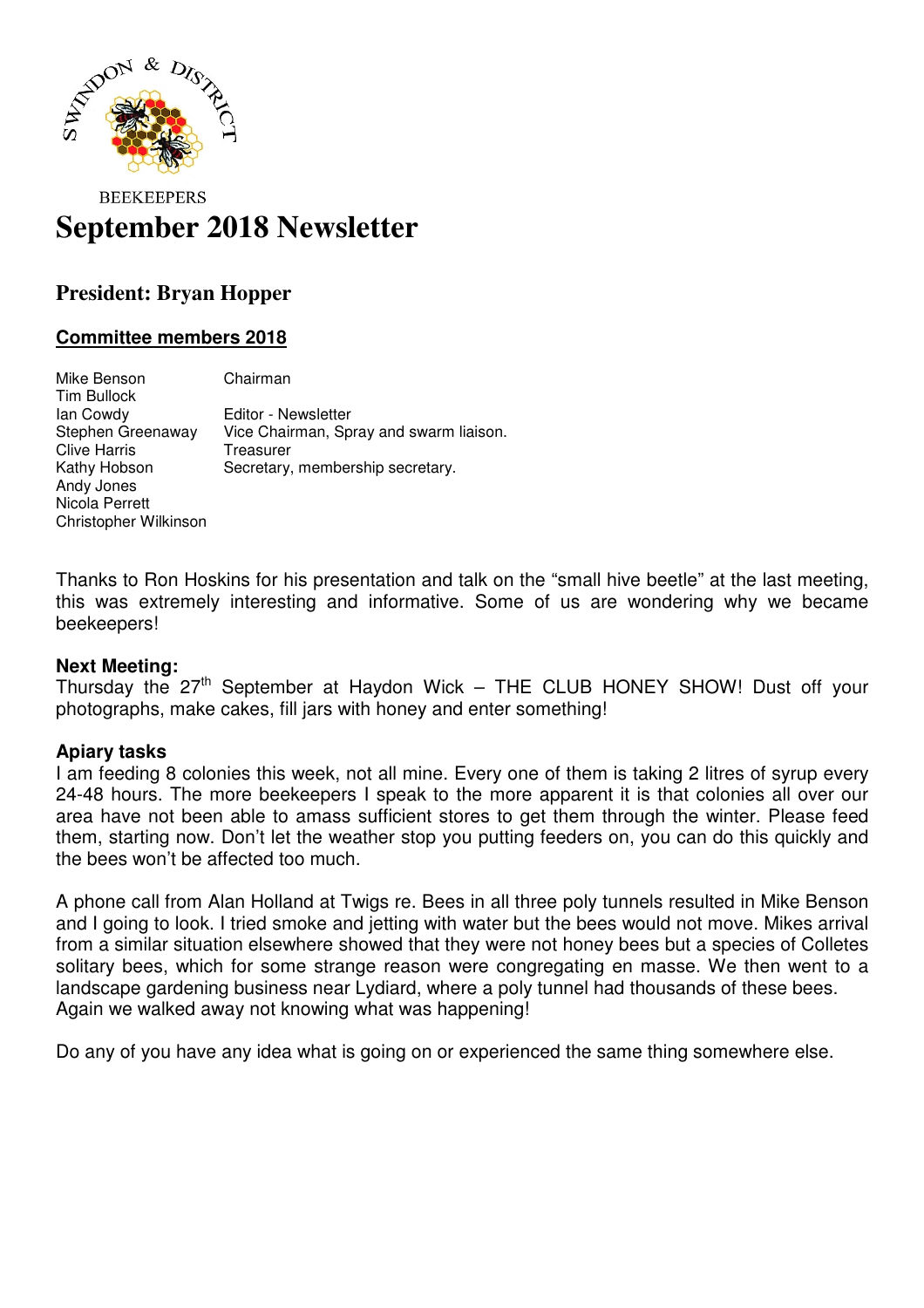SWINDON & DISTRICT

BEEKEEPERS

# September 2018 Newsletter

## President: Bryan Hopper

### Committee members 2018

| | |
|---|---|
| Mike Benson | Chairman |
| Tim Bullock | |
| Ian Cowdy | Editor - Newsletter |
| Stephen Greenaway | Vice Chairman, Spray and swarm liaison. |
| Clive Harris | Treasurer |
| Kathy Hobson | Secretary, membership secretary. |
| Andy Jones | |
| Nicola Perrett | |
| Christopher Wilkinson | |

Thanks to Ron Hoskins for his presentation and talk on the "small hive beetle" at the last meeting, this was extremely interesting and informative. Some of us are wondering why we became beekeepers!

**Next Meeting:**
Thursday the 27th September at Haydon Wick – THE CLUB HONEY SHOW! Dust off your photographs, make cakes, fill jars with honey and enter something!

**Apiary tasks**
I am feeding 8 colonies this week, not all mine. Every one of them is taking 2 litres of syrup every 24-48 hours. The more beekeepers I speak to the more apparent it is that colonies all over our area have not been able to amass sufficient stores to get them through the winter. Please feed them, starting now. Don't let the weather stop you putting feeders on, you can do this quickly and the bees won't be affected too much.

A phone call from Alan Holland at Twigs re. Bees in all three poly tunnels resulted in Mike Benson and I going to look. I tried smoke and jetting with water but the bees would not move. Mikes arrival from a similar situation elsewhere showed that they were not honey bees but a species of Colletes solitary bees, which for some strange reason were congregating en masse. We then went to a landscape gardening business near Lydiard, where a poly tunnel had thousands of these bees.
Again we walked away not knowing what was happening!

Do any of you have any idea what is going on or experienced the same thing somewhere else.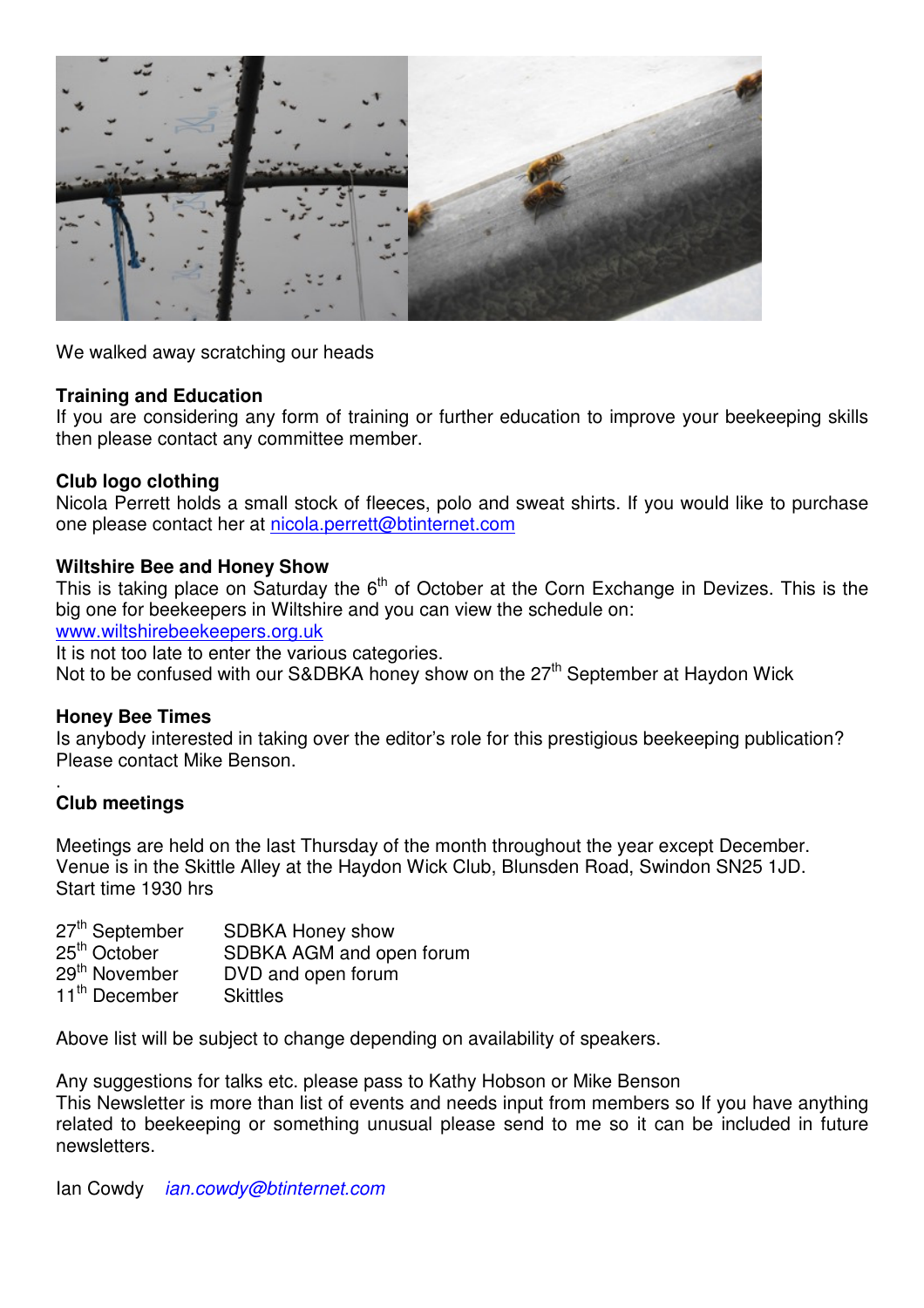We walked away scratching our heads

**Training and Education**
If you are considering any form of training or further education to improve your beekeeping skills then please contact any committee member.

**Club logo clothing**
Nicola Perrett holds a small stock of fleeces, polo and sweat shirts. If you would like to purchase one please contact her at nicola.perrett@btinternet.com

**Wiltshire Bee and Honey Show**
This is taking place on Saturday the 6th of October at the Corn Exchange in Devizes. This is the big one for beekeepers in Wiltshire and you can view the schedule on:
www.wiltshirebeekeepers.org.uk
It is not too late to enter the various categories.
Not to be confused with our S&DBKA honey show on the 27th September at Haydon Wick

**Honey Bee Times**
Is anybody interested in taking over the editor's role for this prestigious beekeeping publication? Please contact Mike Benson.

.
**Club meetings**

Meetings are held on the last Thursday of the month throughout the year except December.
Venue is in the Skittle Alley at the Haydon Wick Club, Blunsden Road, Swindon SN25 1JD.
Start time 1930 hrs

| | |
|---|---|
| 27th September | SDBKA Honey show |
| 25th October | SDBKA AGM and open forum |
| 29th November | DVD and open forum |
| 11th December | Skittles |

Above list will be subject to change depending on availability of speakers.

Any suggestions for talks etc. please pass to Kathy Hobson or Mike Benson
This Newsletter is more than list of events and needs input from members so If you have anything related to beekeeping or something unusual please send to me so it can be included in future newsletters.

Ian Cowdy *ian.cowdy@btinternet.com*